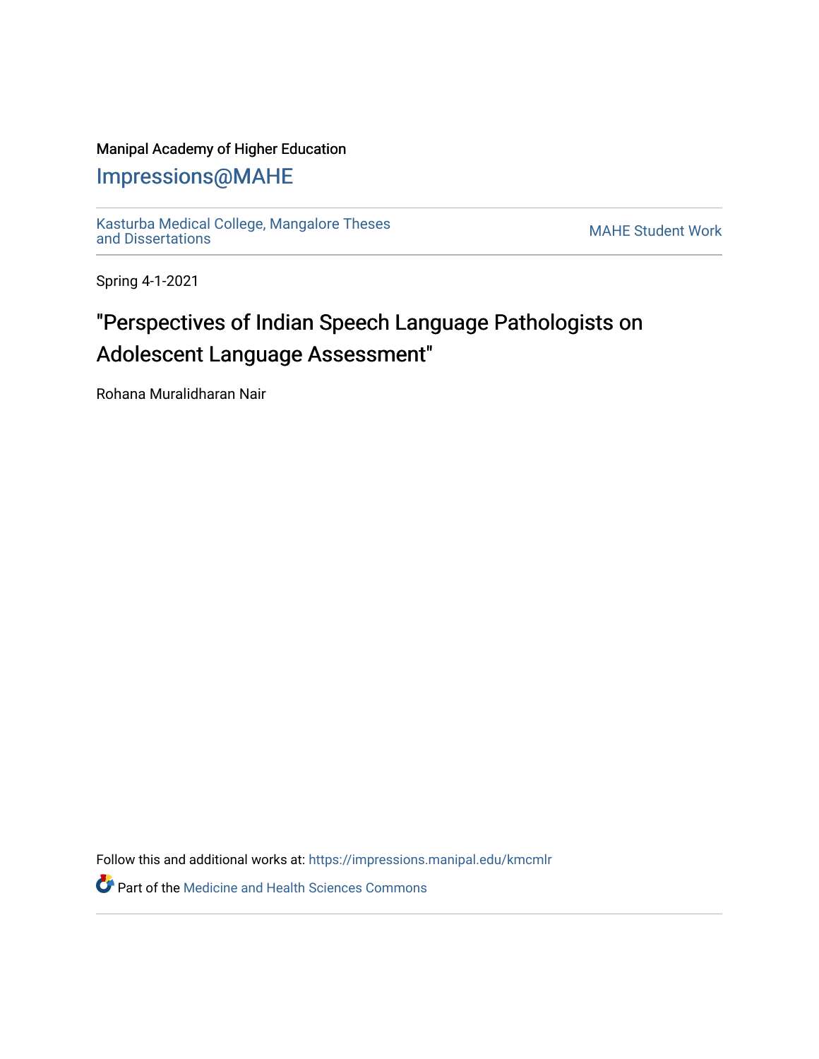Manipal Academy of Higher Education

Impressions@MAHE

Kasturba Medical College, Mangalore Theses and Dissertations

MAHE Student Work

Spring 4-1-2021

# "Perspectives of Indian Speech Language Pathologists on Adolescent Language Assessment"

Rohana Muralidharan Nair

Follow this and additional works at: https://impressions.manipal.edu/kmcmlr

Part of the Medicine and Health Sciences Commons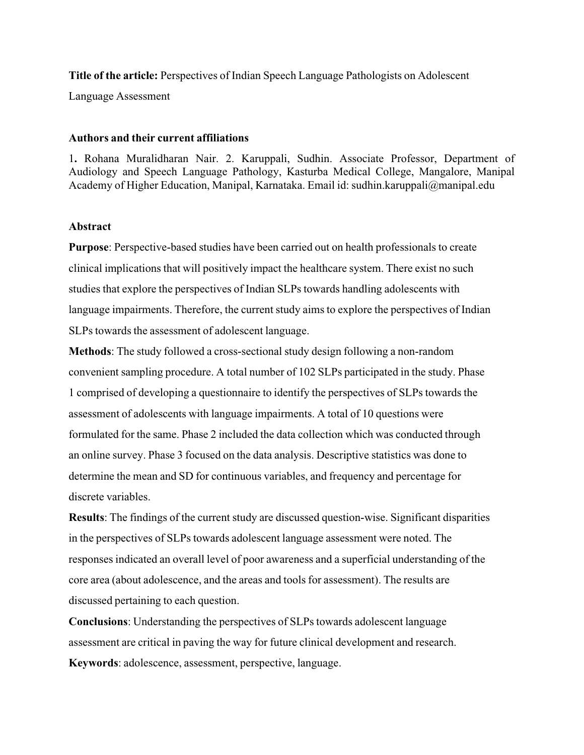**Title of the article:** Perspectives of Indian Speech Language Pathologists on Adolescent Language Assessment

**Authors and their current affiliations**

1**.** Rohana Muralidharan Nair. 2. Karuppali, Sudhin. Associate Professor, Department of Audiology and Speech Language Pathology, Kasturba Medical College, Mangalore, Manipal Academy of Higher Education, Manipal, Karnataka. Email id: sudhin.karuppali@manipal.edu

**Abstract**

**Purpose**: Perspective-based studies have been carried out on health professionals to create clinical implications that will positively impact the healthcare system. There exist no such studies that explore the perspectives of Indian SLPs towards handling adolescents with language impairments. Therefore, the current study aims to explore the perspectives of Indian SLPs towards the assessment of adolescent language.

**Methods**: The study followed a cross-sectional study design following a non-random convenient sampling procedure. A total number of 102 SLPs participated in the study. Phase 1 comprised of developing a questionnaire to identify the perspectives of SLPs towards the assessment of adolescents with language impairments. A total of 10 questions were formulated for the same. Phase 2 included the data collection which was conducted through an online survey. Phase 3 focused on the data analysis. Descriptive statistics was done to determine the mean and SD for continuous variables, and frequency and percentage for discrete variables.

**Results**: The findings of the current study are discussed question-wise. Significant disparities in the perspectives of SLPs towards adolescent language assessment were noted. The responses indicated an overall level of poor awareness and a superficial understanding of the core area (about adolescence, and the areas and tools for assessment). The results are discussed pertaining to each question.

**Conclusions**: Understanding the perspectives of SLPs towards adolescent language assessment are critical in paving the way for future clinical development and research.

**Keywords**: adolescence, assessment, perspective, language.